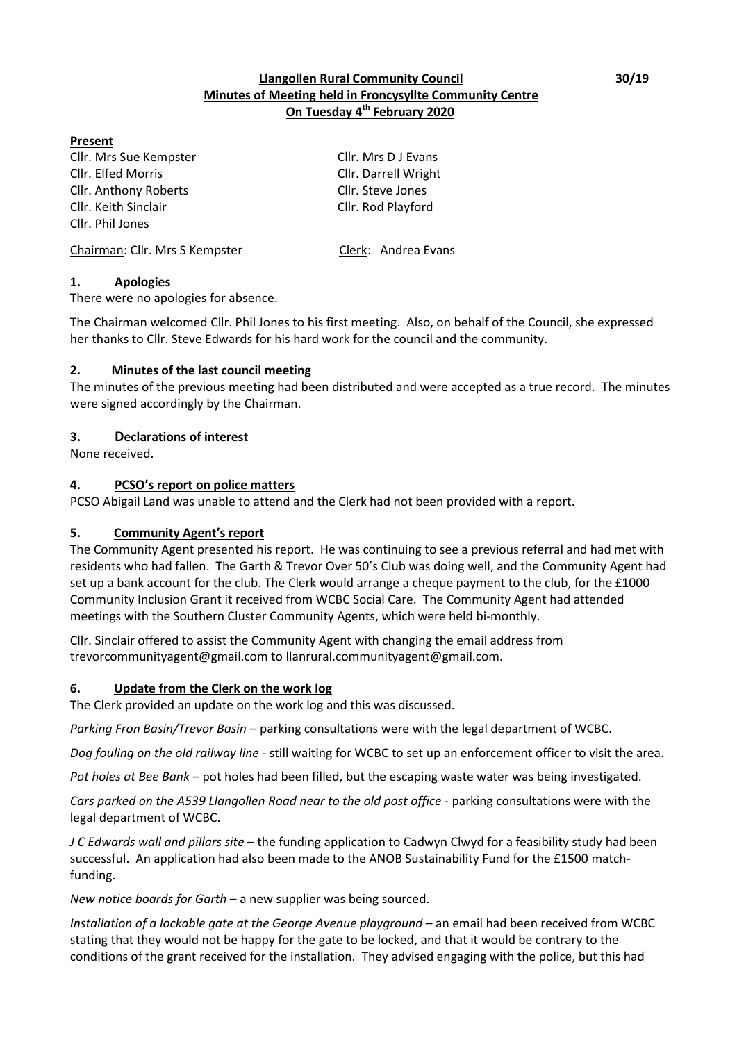**Llangollen Rural Community Council**
**Minutes of Meeting held in Froncysyllte Community Centre**
**On Tuesday 4th February 2020**

30/19

**Present**

Cllr. Mrs Sue Kempster
Cllr. Elfed Morris
Cllr. Anthony Roberts
Cllr. Keith Sinclair
Cllr. Phil Jones
Cllr. Mrs D J Evans
Cllr. Darrell Wright
Cllr. Steve Jones
Cllr. Rod Playford

Chairman: Cllr. Mrs S Kempster
Clerk: Andrea Evans

## 1. Apologies

There were no apologies for absence.

The Chairman welcomed Cllr. Phil Jones to his first meeting. Also, on behalf of the Council, she expressed her thanks to Cllr. Steve Edwards for his hard work for the council and the community.

## 2. Minutes of the last council meeting

The minutes of the previous meeting had been distributed and were accepted as a true record. The minutes were signed accordingly by the Chairman.

## 3. Declarations of interest

None received.

## 4. PCSO's report on police matters

PCSO Abigail Land was unable to attend and the Clerk had not been provided with a report.

## 5. Community Agent's report

The Community Agent presented his report. He was continuing to see a previous referral and had met with residents who had fallen. The Garth & Trevor Over 50's Club was doing well, and the Community Agent had set up a bank account for the club. The Clerk would arrange a cheque payment to the club, for the £1000 Community Inclusion Grant it received from WCBC Social Care. The Community Agent had attended meetings with the Southern Cluster Community Agents, which were held bi-monthly.

Cllr. Sinclair offered to assist the Community Agent with changing the email address from trevorcommunityagent@gmail.com to llanrural.communityagent@gmail.com.

## 6. Update from the Clerk on the work log

The Clerk provided an update on the work log and this was discussed.

*Parking Fron Basin/Trevor Basin* – parking consultations were with the legal department of WCBC.

*Dog fouling on the old railway line* - still waiting for WCBC to set up an enforcement officer to visit the area.

*Pot holes at Bee Bank* – pot holes had been filled, but the escaping waste water was being investigated.

*Cars parked on the A539 Llangollen Road near to the old post office* - parking consultations were with the legal department of WCBC.

*J C Edwards wall and pillars site* – the funding application to Cadwyn Clwyd for a feasibility study had been successful. An application had also been made to the ANOB Sustainability Fund for the £1500 match-funding.

*New notice boards for Garth* – a new supplier was being sourced.

*Installation of a lockable gate at the George Avenue playground* – an email had been received from WCBC stating that they would not be happy for the gate to be locked, and that it would be contrary to the conditions of the grant received for the installation. They advised engaging with the police, but this had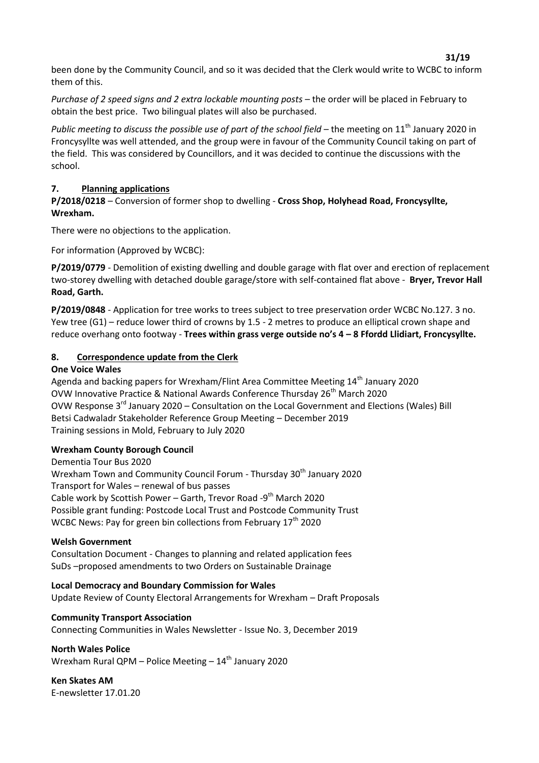been done by the Community Council, and so it was decided that the Clerk would write to WCBC to inform them of this.

*Purchase of 2 speed signs and 2 extra lockable mounting posts* – the order will be placed in February to obtain the best price. Two bilingual plates will also be purchased.

*Public meeting to discuss the possible use of part of the school field* – the meeting on 11th January 2020 in Froncysyllte was well attended, and the group were in favour of the Community Council taking on part of the field. This was considered by Councillors, and it was decided to continue the discussions with the school.

## 7. Planning applications

**P/2018/0218** – Conversion of former shop to dwelling - **Cross Shop, Holyhead Road, Froncysyllte, Wrexham.**

There were no objections to the application.

For information (Approved by WCBC):

**P/2019/0779** - Demolition of existing dwelling and double garage with flat over and erection of replacement two-storey dwelling with detached double garage/store with self-contained flat above - **Bryer, Trevor Hall Road, Garth.**

**P/2019/0848** - Application for tree works to trees subject to tree preservation order WCBC No.127. 3 no. Yew tree (G1) – reduce lower third of crowns by 1.5 - 2 metres to produce an elliptical crown shape and reduce overhang onto footway - **Trees within grass verge outside no's 4 – 8 Ffordd Llidiart, Froncysyllte.**

## 8. Correspondence update from the Clerk

**One Voice Wales**

Agenda and backing papers for Wrexham/Flint Area Committee Meeting 14th January 2020
OVW Innovative Practice & National Awards Conference Thursday 26th March 2020
OVW Response 3rd January 2020 – Consultation on the Local Government and Elections (Wales) Bill
Betsi Cadwaladr Stakeholder Reference Group Meeting – December 2019
Training sessions in Mold, February to July 2020

**Wrexham County Borough Council**

Dementia Tour Bus 2020
Wrexham Town and Community Council Forum - Thursday 30th January 2020
Transport for Wales – renewal of bus passes
Cable work by Scottish Power – Garth, Trevor Road -9th March 2020
Possible grant funding: Postcode Local Trust and Postcode Community Trust
WCBC News: Pay for green bin collections from February 17th 2020

**Welsh Government**

Consultation Document - Changes to planning and related application fees
SuDs –proposed amendments to two Orders on Sustainable Drainage

**Local Democracy and Boundary Commission for Wales**

Update Review of County Electoral Arrangements for Wrexham – Draft Proposals

**Community Transport Association**

Connecting Communities in Wales Newsletter - Issue No. 3, December 2019

**North Wales Police**

Wrexham Rural QPM – Police Meeting – 14th January 2020

**Ken Skates AM**

E-newsletter 17.01.20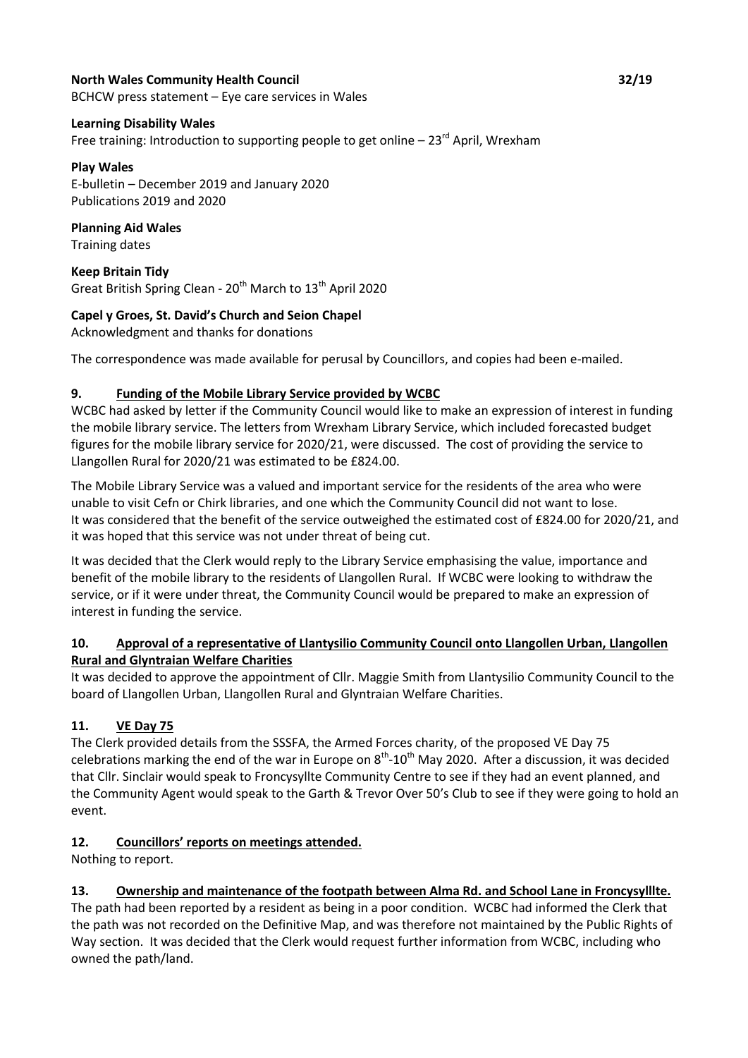**North Wales Community Health Council** **32/19**

BCHCW press statement – Eye care services in Wales

**Learning Disability Wales**

Free training: Introduction to supporting people to get online – 23rd April, Wrexham

**Play Wales**

E-bulletin – December 2019 and January 2020

Publications 2019 and 2020

**Planning Aid Wales**

Training dates

**Keep Britain Tidy**

Great British Spring Clean - 20th March to 13th April 2020

**Capel y Groes, St. David's Church and Seion Chapel**

Acknowledgment and thanks for donations

The correspondence was made available for perusal by Councillors, and copies had been e-mailed.

## 9. Funding of the Mobile Library Service provided by WCBC

WCBC had asked by letter if the Community Council would like to make an expression of interest in funding the mobile library service. The letters from Wrexham Library Service, which included forecasted budget figures for the mobile library service for 2020/21, were discussed. The cost of providing the service to Llangollen Rural for 2020/21 was estimated to be £824.00.

The Mobile Library Service was a valued and important service for the residents of the area who were unable to visit Cefn or Chirk libraries, and one which the Community Council did not want to lose. It was considered that the benefit of the service outweighed the estimated cost of £824.00 for 2020/21, and it was hoped that this service was not under threat of being cut.

It was decided that the Clerk would reply to the Library Service emphasising the value, importance and benefit of the mobile library to the residents of Llangollen Rural. If WCBC were looking to withdraw the service, or if it were under threat, the Community Council would be prepared to make an expression of interest in funding the service.

## 10. Approval of a representative of Llantysilio Community Council onto Llangollen Urban, Llangollen Rural and Glyntraian Welfare Charities

It was decided to approve the appointment of Cllr. Maggie Smith from Llantysilio Community Council to the board of Llangollen Urban, Llangollen Rural and Glyntraian Welfare Charities.

## 11. VE Day 75

The Clerk provided details from the SSSFA, the Armed Forces charity, of the proposed VE Day 75 celebrations marking the end of the war in Europe on 8th-10th May 2020. After a discussion, it was decided that Cllr. Sinclair would speak to Froncysyllte Community Centre to see if they had an event planned, and the Community Agent would speak to the Garth & Trevor Over 50's Club to see if they were going to hold an event.

## 12. Councillors' reports on meetings attended.

Nothing to report.

## 13. Ownership and maintenance of the footpath between Alma Rd. and School Lane in Froncysylllte.

The path had been reported by a resident as being in a poor condition. WCBC had informed the Clerk that the path was not recorded on the Definitive Map, and was therefore not maintained by the Public Rights of Way section. It was decided that the Clerk would request further information from WCBC, including who owned the path/land.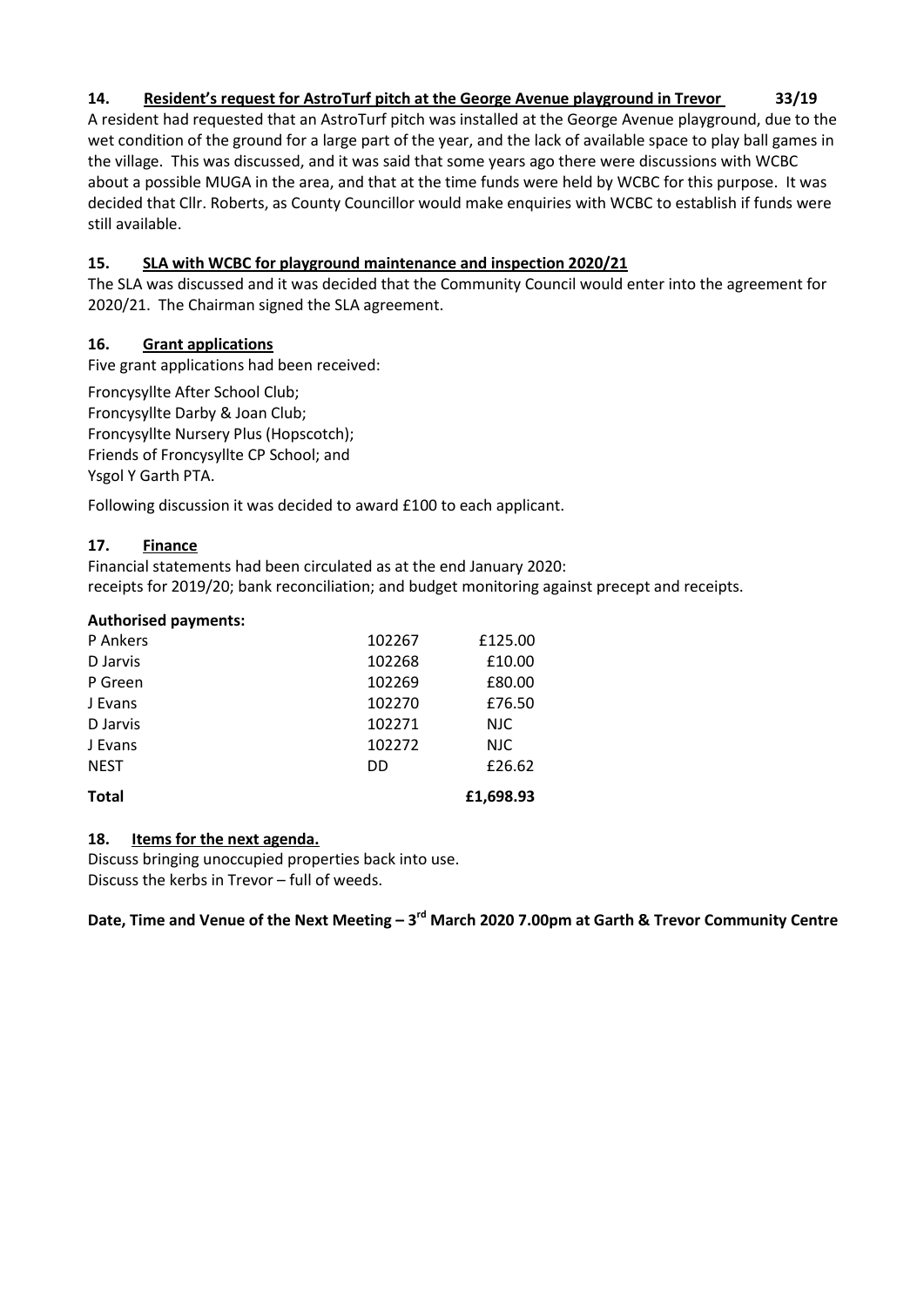## 14. Resident's request for AstroTurf pitch at the George Avenue playground in Trevor 33/19

A resident had requested that an AstroTurf pitch was installed at the George Avenue playground, due to the wet condition of the ground for a large part of the year, and the lack of available space to play ball games in the village. This was discussed, and it was said that some years ago there were discussions with WCBC about a possible MUGA in the area, and that at the time funds were held by WCBC for this purpose. It was decided that Cllr. Roberts, as County Councillor would make enquiries with WCBC to establish if funds were still available.

## 15. SLA with WCBC for playground maintenance and inspection 2020/21

The SLA was discussed and it was decided that the Community Council would enter into the agreement for 2020/21. The Chairman signed the SLA agreement.

## 16. Grant applications

Five grant applications had been received:

Froncysyllte After School Club;
Froncysyllte Darby & Joan Club;
Froncysyllte Nursery Plus (Hopscotch);
Friends of Froncysyllte CP School; and
Ysgol Y Garth PTA.

Following discussion it was decided to award £100 to each applicant.

## 17. Finance

Financial statements had been circulated as at the end January 2020:
receipts for 2019/20; bank reconciliation; and budget monitoring against precept and receipts.

**Authorised payments:**

| | | |
|---|---|---|
| P Ankers | 102267 | £125.00 |
| D Jarvis | 102268 | £10.00 |
| P Green | 102269 | £80.00 |
| J Evans | 102270 | £76.50 |
| D Jarvis | 102271 | NJC |
| J Evans | 102272 | NJC |
| NEST | DD | £26.62 |
| **Total** | | **£1,698.93** |

## 18. Items for the next agenda.

Discuss bringing unoccupied properties back into use.
Discuss the kerbs in Trevor – full of weeds.

**Date, Time and Venue of the Next Meeting – 3rd March 2020 7.00pm at Garth & Trevor Community Centre**